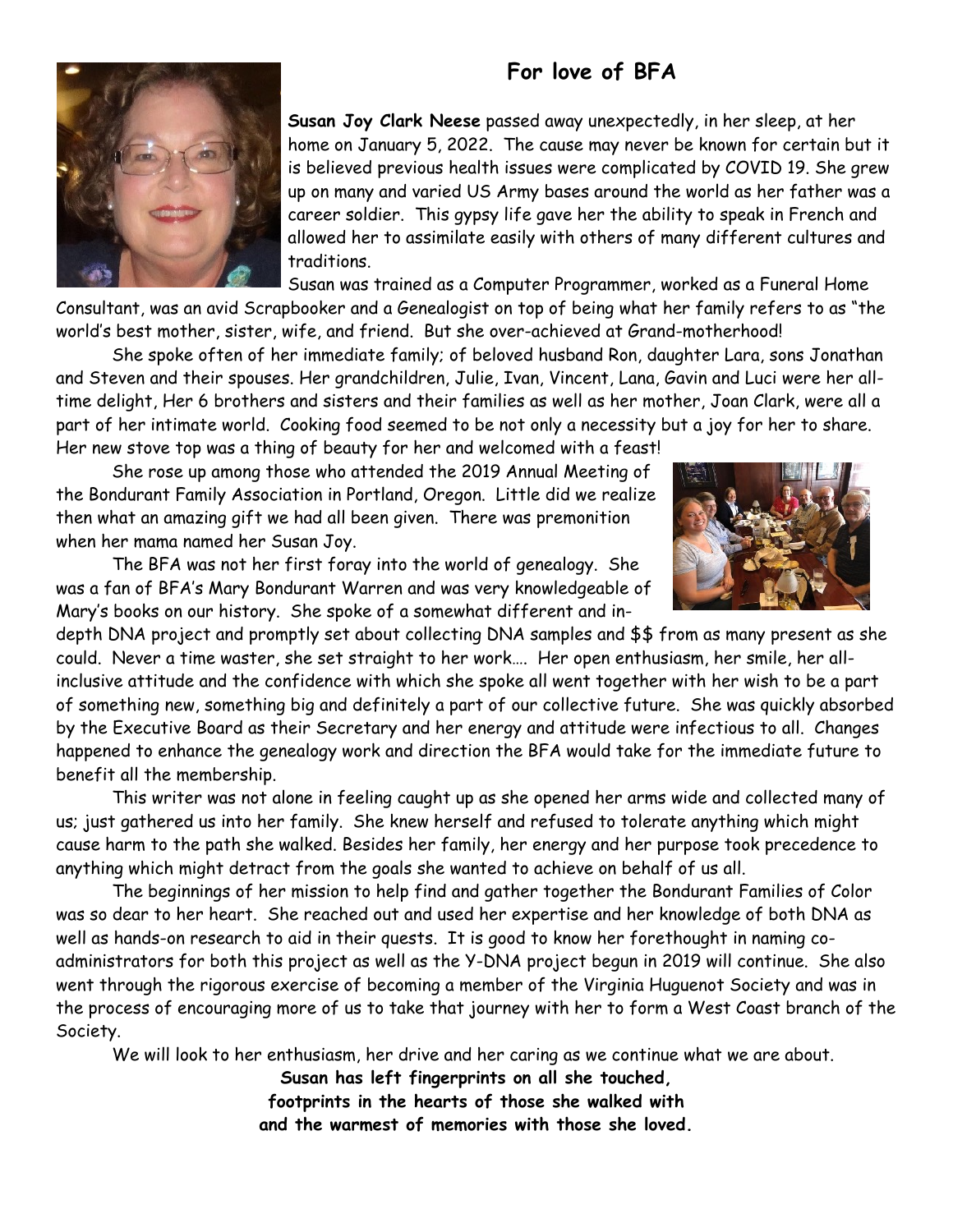# For love of BFA

**Susan Joy Clark Neese** passed away unexpectedly, in her sleep, at her home on January 5, 2022. The cause may never be known for certain but it is believed previous health issues were complicated by COVID 19. She grew up on many and varied US Army bases around the world as her father was a career soldier. This gypsy life gave her the ability to speak in French and allowed her to assimilate easily with others of many different cultures and traditions.

Susan was trained as a Computer Programmer, worked as a Funeral Home Consultant, was an avid Scrapbooker and a Genealogist on top of being what her family refers to as "the world's best mother, sister, wife, and friend. But she over-achieved at Grand-motherhood!

She spoke often of her immediate family; of beloved husband Ron, daughter Lara, sons Jonathan and Steven and their spouses. Her grandchildren, Julie, Ivan, Vincent, Lana, Gavin and Luci were her all-time delight, Her 6 brothers and sisters and their families as well as her mother, Joan Clark, were all a part of her intimate world. Cooking food seemed to be not only a necessity but a joy for her to share. Her new stove top was a thing of beauty for her and welcomed with a feast!

She rose up among those who attended the 2019 Annual Meeting of the Bondurant Family Association in Portland, Oregon. Little did we realize then what an amazing gift we had all been given. There was premonition when her mama named her Susan Joy.

The BFA was not her first foray into the world of genealogy. She was a fan of BFA's Mary Bondurant Warren and was very knowledgeable of Mary's books on our history. She spoke of a somewhat different and in-depth DNA project and promptly set about collecting DNA samples and $$ from as many present as she could. Never a time waster, she set straight to her work…. Her open enthusiasm, her smile, her all-inclusive attitude and the confidence with which she spoke all went together with her wish to be a part of something new, something big and definitely a part of our collective future. She was quickly absorbed by the Executive Board as their Secretary and her energy and attitude were infectious to all. Changes happened to enhance the genealogy work and direction the BFA would take for the immediate future to benefit all the membership.

This writer was not alone in feeling caught up as she opened her arms wide and collected many of us; just gathered us into her family. She knew herself and refused to tolerate anything which might cause harm to the path she walked. Besides her family, her energy and her purpose took precedence to anything which might detract from the goals she wanted to achieve on behalf of us all.

The beginnings of her mission to help find and gather together the Bondurant Families of Color was so dear to her heart. She reached out and used her expertise and her knowledge of both DNA as well as hands-on research to aid in their quests. It is good to know her forethought in naming co-administrators for both this project as well as the Y-DNA project begun in 2019 will continue. She also went through the rigorous exercise of becoming a member of the Virginia Huguenot Society and was in the process of encouraging more of us to take that journey with her to form a West Coast branch of the Society.

We will look to her enthusiasm, her drive and her caring as we continue what we are about.

**Susan has left fingerprints on all she touched,**
**footprints in the hearts of those she walked with**
**and the warmest of memories with those she loved.**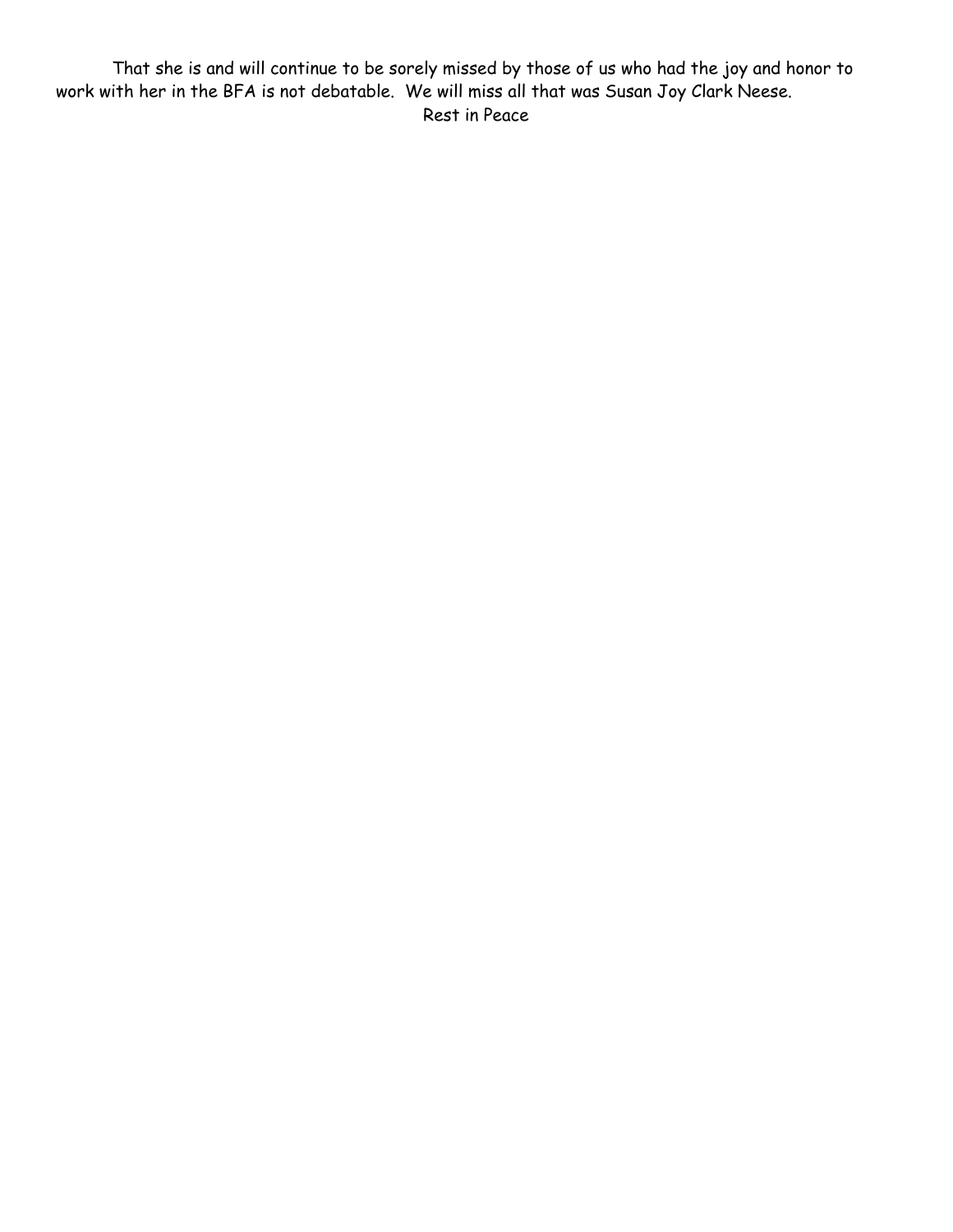That she is and will continue to be sorely missed by those of us who had the joy and honor to work with her in the BFA is not debatable. We will miss all that was Susan Joy Clark Neese.

Rest in Peace